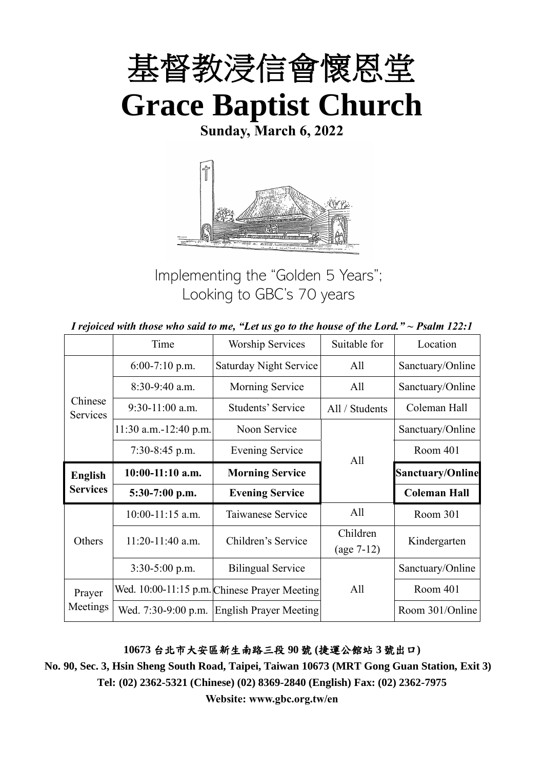# 基督教浸信會懷恩堂

# Grace Baptist Church

**Sunday, March 6, 2022**

Implementing the "Golden 5 Years";
Looking to GBC's 70 years

*I rejoiced with those who said to me, "Let us go to the house of the Lord." ~ Psalm 122:1*

| | Time | Worship Services | Suitable for | Location |
|---|---|---|---|---|
| Chinese Services | 6:00-7:10 p.m. | Saturday Night Service | All | Sanctuary/Online |
| | 8:30-9:40 a.m. | Morning Service | All | Sanctuary/Online |
| | 9:30-11:00 a.m. | Students' Service | All / Students | Coleman Hall |
| | 11:30 a.m.-12:40 p.m. | Noon Service | All | Sanctuary/Online |
| | 7:30-8:45 p.m. | Evening Service | | Room 401 |
| **English Services** | **10:00-11:10 a.m.** | **Morning Service** | | **Sanctuary/Online** |
| | **5:30-7:00 p.m.** | **Evening Service** | | **Coleman Hall** |
| Others | 10:00-11:15 a.m. | Taiwanese Service | All | Room 301 |
| | 11:20-11:40 a.m. | Children's Service | Children (age 7-12) | Kindergarten |
| | 3:30-5:00 p.m. | Bilingual Service | All | Sanctuary/Online |
| Prayer Meetings | Wed. 10:00-11:15 p.m. | Chinese Prayer Meeting | | Room 401 |
| | Wed. 7:30-9:00 p.m. | English Prayer Meeting | | Room 301/Online |

**10673 台北市大安區新生南路三段 90 號 (捷運公館站 3 號出口)**

**No. 90, Sec. 3, Hsin Sheng South Road, Taipei, Taiwan 10673 (MRT Gong Guan Station, Exit 3)**

**Tel: (02) 2362-5321 (Chinese) (02) 8369-2840 (English) Fax: (02) 2362-7975**

**Website: www.gbc.org.tw/en**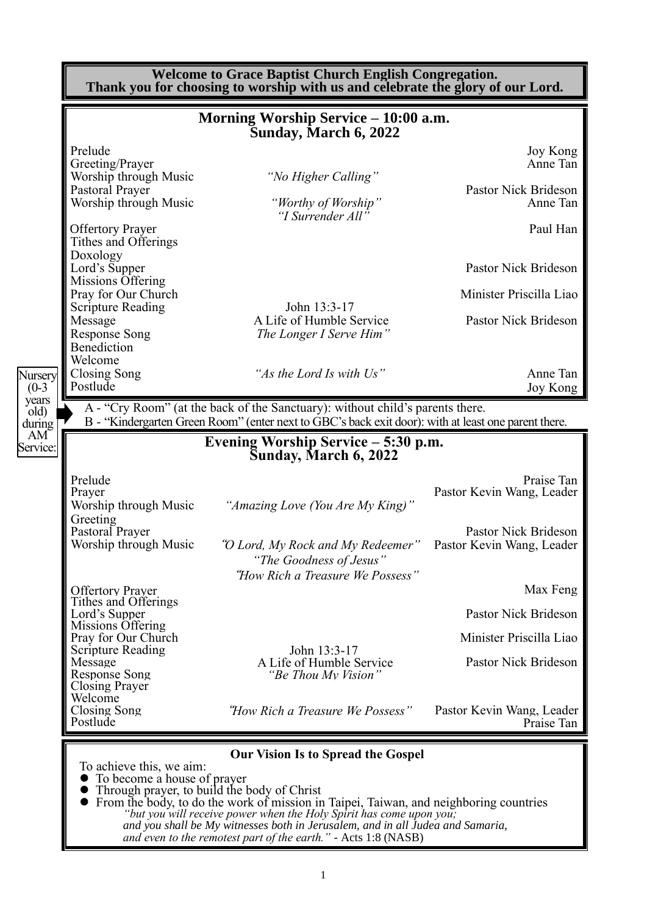**Welcome to Grace Baptist Church English Congregation.**
**Thank you for choosing to worship with us and celebrate the glory of our Lord.**

## Morning Worship Service – 10:00 a.m.
## Sunday, March 6, 2022

| | | |
|---|---|---|
| Prelude | | Joy Kong |
| Greeting/Prayer | | Anne Tan |
| Worship through Music | *"No Higher Calling"* | |
| Pastoral Prayer | | Pastor Nick Brideson |
| Worship through Music | *"Worthy of Worship"* <br> *"I Surrender All"* | Anne Tan |
| Offertory Prayer | | Paul Han |
| Tithes and Offerings | | |
| Doxology | | |
| Lord's Supper | | Pastor Nick Brideson |
| Missions Offering | | |
| Pray for Our Church | | Minister Priscilla Liao |
| Scripture Reading | John 13:3-17 | |
| Message | A Life of Humble Service | Pastor Nick Brideson |
| Response Song | *The Longer I Serve Him"* | |
| Benediction | | |
| Welcome | | |
| Closing Song | *"As the Lord Is with Us"* | Anne Tan |
| Postlude | | Joy Kong |

Nursery (0-3 years old) during AM Service:

A - "Cry Room" (at the back of the Sanctuary): without child's parents there.
B - "Kindergarten Green Room" (enter next to GBC's back exit door): with at least one parent there.

## Evening Worship Service – 5:30 p.m.
## Sunday, March 6, 2022

| | | |
|---|---|---|
| Prelude | | Praise Tan |
| Prayer | | Pastor Kevin Wang, Leader |
| Worship through Music | *"Amazing Love (You Are My King)"* | |
| Greeting | | |
| Pastoral Prayer | | Pastor Nick Brideson |
| Worship through Music | *"O Lord, My Rock and My Redeemer"* <br> *"The Goodness of Jesus"* <br> *"How Rich a Treasure We Possess"* | Pastor Kevin Wang, Leader |
| Offertory Prayer | | Max Feng |
| Tithes and Offerings | | |
| Lord's Supper | | Pastor Nick Brideson |
| Missions Offering | | |
| Pray for Our Church | | Minister Priscilla Liao |
| Scripture Reading | John 13:3-17 | |
| Message | A Life of Humble Service | Pastor Nick Brideson |
| Response Song | *"Be Thou My Vision"* | |
| Closing Prayer | | |
| Welcome | | |
| Closing Song | *"How Rich a Treasure We Possess"* | Pastor Kevin Wang, Leader |
| Postlude | | Praise Tan |

### Our Vision Is to Spread the Gospel

To achieve this, we aim:

- To become a house of prayer
- Through prayer, to build the body of Christ
- From the body, to do the work of mission in Taipei, Taiwan, and neighboring countries

*"but you will receive power when the Holy Spirit has come upon you; and you shall be My witnesses both in Jerusalem, and in all Judea and Samaria, and even to the remotest part of the earth."* - Acts 1:8 (NASB)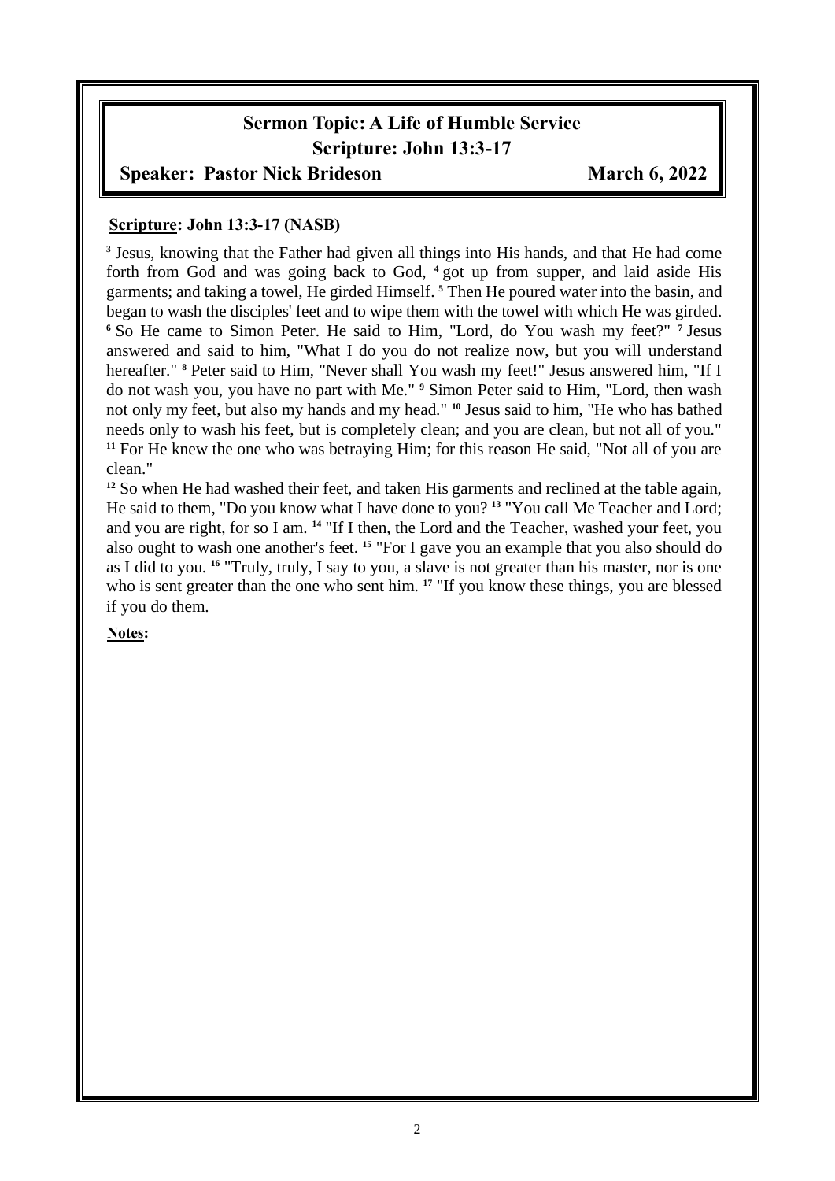**Sermon Topic: A Life of Humble Service**

**Scripture: John 13:3-17**

**Speaker: Pastor Nick Brideson** **March 6, 2022**

**Scripture: John 13:3-17 (NASB)**

[3] Jesus, knowing that the Father had given all things into His hands, and that He had come forth from God and was going back to God, [4] got up from supper, and laid aside His garments; and taking a towel, He girded Himself. [5] Then He poured water into the basin, and began to wash the disciples' feet and to wipe them with the towel with which He was girded. [6] So He came to Simon Peter. He said to Him, "Lord, do You wash my feet?" [7] Jesus answered and said to him, "What I do you do not realize now, but you will understand hereafter." [8] Peter said to Him, "Never shall You wash my feet!" Jesus answered him, "If I do not wash you, you have no part with Me." [9] Simon Peter said to Him, "Lord, then wash not only my feet, but also my hands and my head." [10] Jesus said to him, "He who has bathed needs only to wash his feet, but is completely clean; and you are clean, but not all of you." [11] For He knew the one who was betraying Him; for this reason He said, "Not all of you are clean."

[12] So when He had washed their feet, and taken His garments and reclined at the table again, He said to them, "Do you know what I have done to you? [13] "You call Me Teacher and Lord; and you are right, for so I am. [14] "If I then, the Lord and the Teacher, washed your feet, you also ought to wash one another's feet. [15] "For I gave you an example that you also should do as I did to you. [16] "Truly, truly, I say to you, a slave is not greater than his master, nor is one who is sent greater than the one who sent him. [17] "If you know these things, you are blessed if you do them.

**Notes:**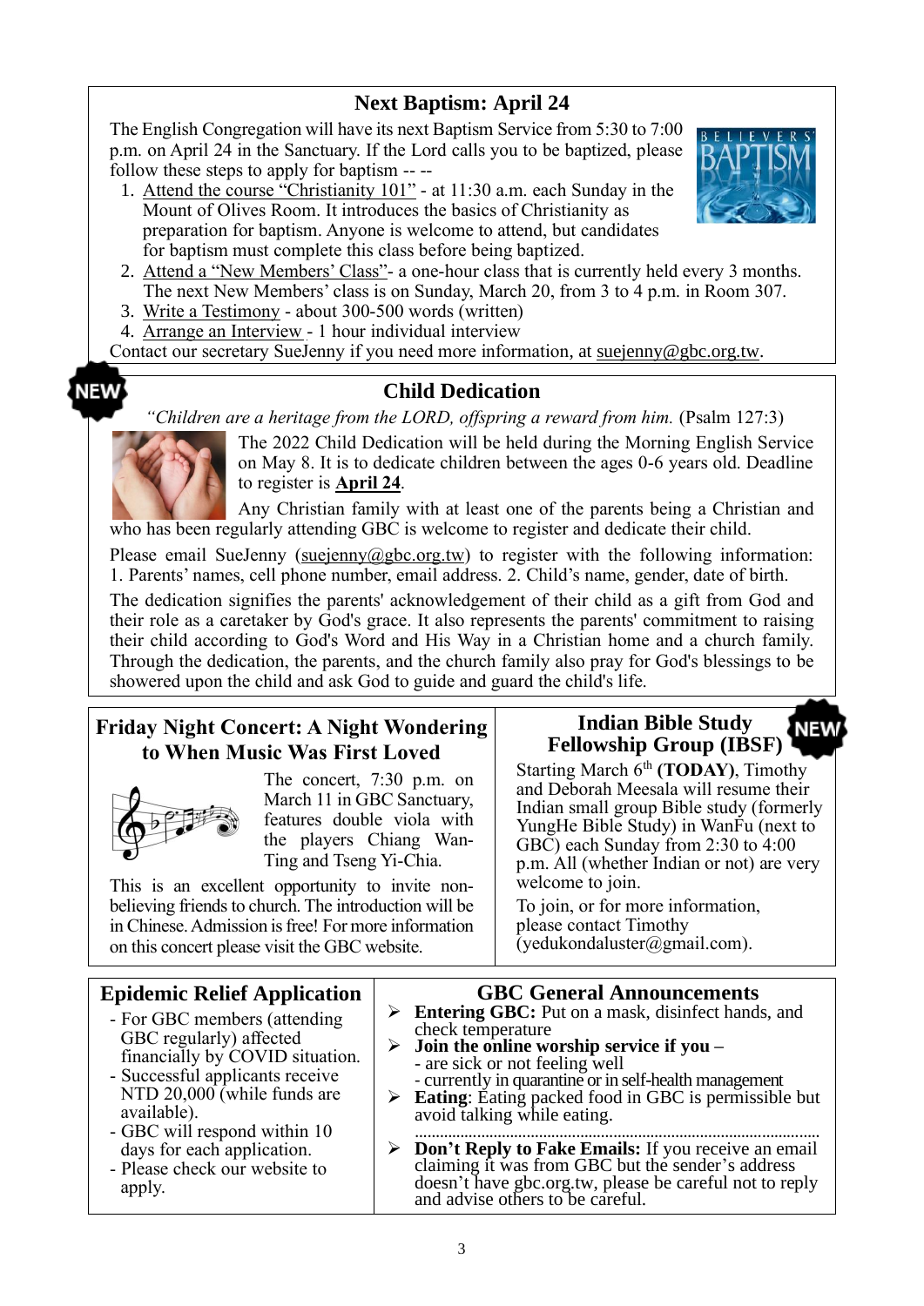## Next Baptism: April 24

The English Congregation will have its next Baptism Service from 5:30 to 7:00 p.m. on April 24 in the Sanctuary. If the Lord calls you to be baptized, please follow these steps to apply for baptism -- --

1. Attend the course "Christianity 101" - at 11:30 a.m. each Sunday in the Mount of Olives Room. It introduces the basics of Christianity as preparation for baptism. Anyone is welcome to attend, but candidates for baptism must complete this class before being baptized.
2. Attend a "New Members' Class"- a one-hour class that is currently held every 3 months. The next New Members' class is on Sunday, March 20, from 3 to 4 p.m. in Room 307.
3. Write a Testimony - about 300-500 words (written)
4. Arrange an Interview - 1 hour individual interview

Contact our secretary SueJenny if you need more information, at suejenny@gbc.org.tw.

## Child Dedication

*"Children are a heritage from the LORD, offspring a reward from him.* (Psalm 127:3)

The 2022 Child Dedication will be held during the Morning English Service on May 8. It is to dedicate children between the ages 0-6 years old. Deadline to register is **April 24**.

Any Christian family with at least one of the parents being a Christian and who has been regularly attending GBC is welcome to register and dedicate their child.

Please email SueJenny (suejenny@gbc.org.tw) to register with the following information: 1. Parents' names, cell phone number, email address. 2. Child's name, gender, date of birth.

The dedication signifies the parents' acknowledgement of their child as a gift from God and their role as a caretaker by God's grace. It also represents the parents' commitment to raising their child according to God's Word and His Way in a Christian home and a church family. Through the dedication, the parents, and the church family also pray for God's blessings to be showered upon the child and ask God to guide and guard the child's life.

## Friday Night Concert: A Night Wondering to When Music Was First Loved

The concert, 7:30 p.m. on March 11 in GBC Sanctuary, features double viola with the players Chiang Wan-Ting and Tseng Yi-Chia.

This is an excellent opportunity to invite non-believing friends to church. The introduction will be in Chinese. Admission is free! For more information on this concert please visit the GBC website.

## Indian Bible Study Fellowship Group (IBSF)

Starting March 6th **(TODAY)**, Timothy and Deborah Meesala will resume their Indian small group Bible study (formerly YungHe Bible Study) in WanFu (next to GBC) each Sunday from 2:30 to 4:00 p.m. All (whether Indian or not) are very welcome to join.

To join, or for more information, please contact Timothy (yedukondaluster@gmail.com).

## Epidemic Relief Application

- For GBC members (attending GBC regularly) affected financially by COVID situation.
- Successful applicants receive NTD 20,000 (while funds are available).
- GBC will respond within 10 days for each application.
- Please check our website to apply.

## GBC General Announcements

- **Entering GBC:** Put on a mask, disinfect hands, and check temperature
- **Join the online worship service if you –**
  - are sick or not feeling well
  - currently in quarantine or in self-health management
- **Eating**: Eating packed food in GBC is permissible but avoid talking while eating.
- **Don't Reply to Fake Emails:** If you receive an email claiming it was from GBC but the sender's address doesn't have gbc.org.tw, please be careful not to reply and advise others to be careful.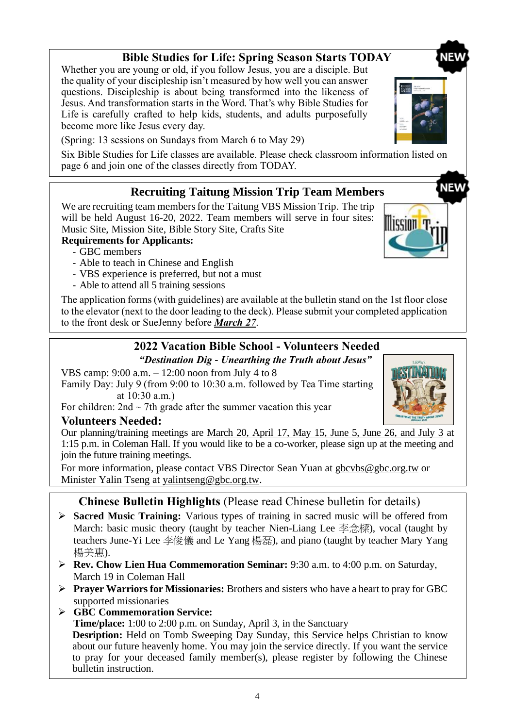## Bible Studies for Life: Spring Season Starts TODAY

Whether you are young or old, if you follow Jesus, you are a disciple. But the quality of your discipleship isn't measured by how well you can answer questions. Discipleship is about being transformed into the likeness of Jesus. And transformation starts in the Word. That's why Bible Studies for Life is carefully crafted to help kids, students, and adults purposefully become more like Jesus every day.

(Spring: 13 sessions on Sundays from March 6 to May 29)

Six Bible Studies for Life classes are available. Please check classroom information listed on page 6 and join one of the classes directly from TODAY.

## Recruiting Taitung Mission Trip Team Members

We are recruiting team members for the Taitung VBS Mission Trip. The trip will be held August 16-20, 2022. Team members will serve in four sites: Music Site, Mission Site, Bible Story Site, Crafts Site

**Requirements for Applicants:**

- GBC members
- Able to teach in Chinese and English
- VBS experience is preferred, but not a must
- Able to attend all 5 training sessions

The application forms (with guidelines) are available at the bulletin stand on the 1st floor close to the elevator (next to the door leading to the deck). Please submit your completed application to the front desk or SueJenny before ***March 27***.

## 2022 Vacation Bible School - Volunteers Needed

***"Destination Dig - Unearthing the Truth about Jesus"***

VBS camp: 9:00 a.m. – 12:00 noon from July 4 to 8

Family Day: July 9 (from 9:00 to 10:30 a.m. followed by Tea Time starting at 10:30 a.m.)

For children: 2nd ~ 7th grade after the summer vacation this year

### Volunteers Needed:

Our planning/training meetings are March 20, April 17, May 15, June 5, June 26, and July 3 at 1:15 p.m. in Coleman Hall. If you would like to be a co-worker, please sign up at the meeting and join the future training meetings.

For more information, please contact VBS Director Sean Yuan at gbcvbs@gbc.org.tw or Minister Yalin Tseng at yalintseng@gbc.org.tw.

## Chinese Bulletin Highlights (Please read Chinese bulletin for details)

- **Sacred Music Training:** Various types of training in sacred music will be offered from March: basic music theory (taught by teacher Nien-Liang Lee 李念樑), vocal (taught by teachers June-Yi Lee 李俊儀 and Le Yang 楊磊), and piano (taught by teacher Mary Yang 楊美惠).
- **Rev. Chow Lien Hua Commemoration Seminar:** 9:30 a.m. to 4:00 p.m. on Saturday, March 19 in Coleman Hall
- **Prayer Warriors for Missionaries:** Brothers and sisters who have a heart to pray for GBC supported missionaries
- **GBC Commemoration Service:**
  **Time/place:** 1:00 to 2:00 p.m. on Sunday, April 3, in the Sanctuary
  **Desription:** Held on Tomb Sweeping Day Sunday, this Service helps Christian to know about our future heavenly home. You may join the service directly. If you want the service to pray for your deceased family member(s), please register by following the Chinese bulletin instruction.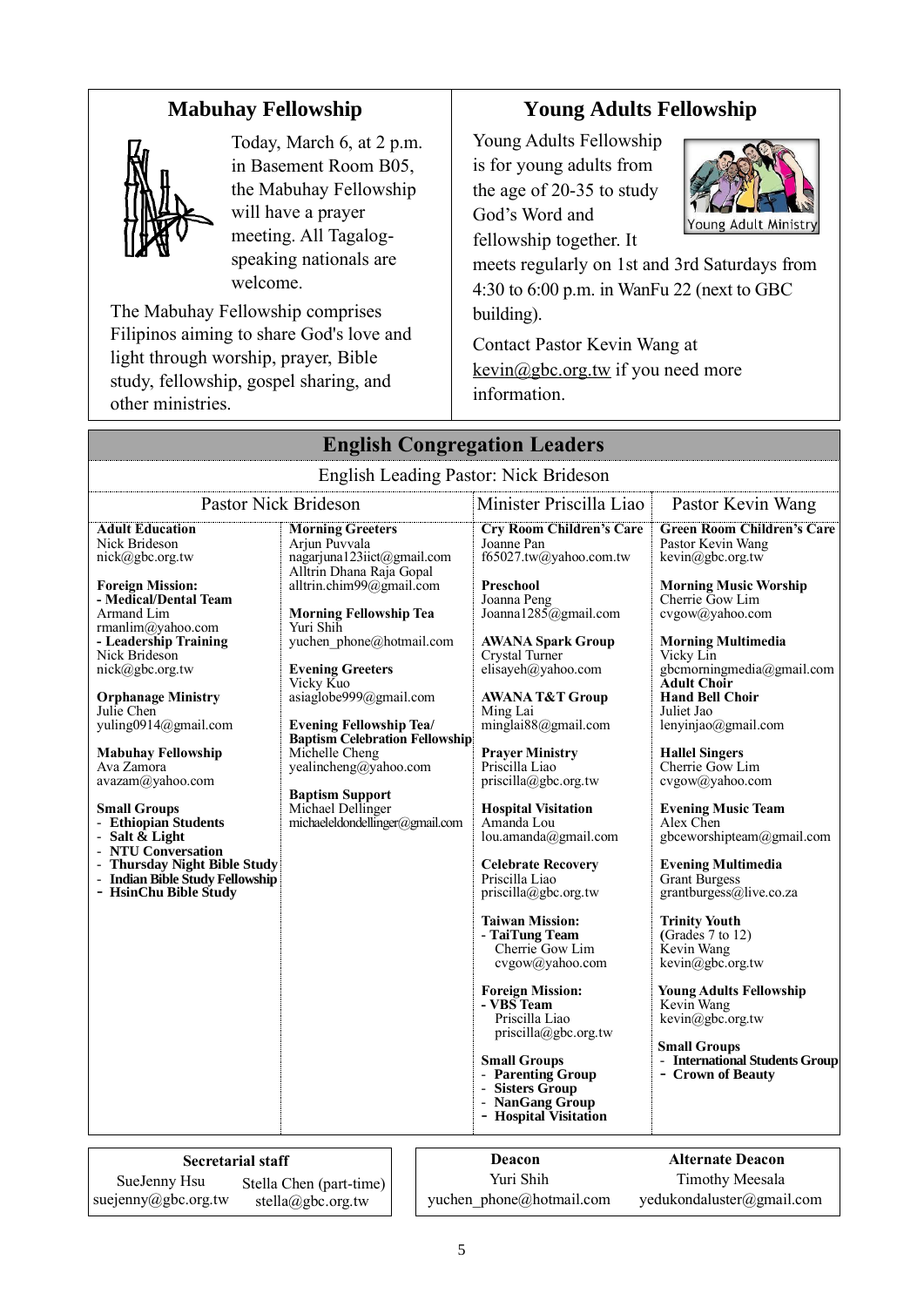## Mabuhay Fellowship

Today, March 6, at 2 p.m. in Basement Room B05, the Mabuhay Fellowship will have a prayer meeting. All Tagalog-speaking nationals are welcome.

The Mabuhay Fellowship comprises Filipinos aiming to share God's love and light through worship, prayer, Bible study, fellowship, gospel sharing, and other ministries.

## Young Adults Fellowship

Young Adults Fellowship is for young adults from the age of 20-35 to study God's Word and fellowship together. It meets regularly on 1st and 3rd Saturdays from 4:30 to 6:00 p.m. in WanFu 22 (next to GBC building).

Contact Pastor Kevin Wang at kevin@gbc.org.tw if you need more information.

## English Congregation Leaders

English Leading Pastor: Nick Brideson

### Pastor Nick Brideson

**Adult Education**
Nick Brideson
nick@gbc.org.tw

**Foreign Mission:**
**- Medical/Dental Team**
Armand Lim
rmanlim@yahoo.com
**- Leadership Training**
Nick Brideson
nick@gbc.org.tw

**Orphanage Ministry**
Julie Chen
yuling0914@gmail.com

**Mabuhay Fellowship**
Ava Zamora
avazam@yahoo.com

**Small Groups**
- **Ethiopian Students**
- **Salt & Light**
- **NTU Conversation**
- **Thursday Night Bible Study**
- **Indian Bible Study Fellowship**
- **HsinChu Bible Study**

**Morning Greeters**
Arjun Puvvala
nagarjuna123iict@gmail.com
Alltrin Dhana Raja Gopal
alltrin.chim99@gmail.com

**Morning Fellowship Tea**
Yuri Shih
yuchen_phone@hotmail.com

**Evening Greeters**
Vicky Kuo
asiaglobe999@gmail.com

**Evening Fellowship Tea/ Baptism Celebration Fellowship**
Michelle Cheng
yealincheng@yahoo.com

**Baptism Support**
Michael Dellinger
michaeleldondellinger@gmail.com

### Minister Priscilla Liao

**Cry Room Children's Care**
Joanne Pan
f65027.tw@yahoo.com.tw

**Preschool**
Joanna Peng
Joanna1285@gmail.com

**AWANA Spark Group**
Crystal Turner
elisayeh@yahoo.com

**AWANA T&T Group**
Ming Lai
minglai88@gmail.com

**Prayer Ministry**
Priscilla Liao
priscilla@gbc.org.tw

**Hospital Visitation**
Amanda Lou
lou.amanda@gmail.com

**Celebrate Recovery**
Priscilla Liao
priscilla@gbc.org.tw

**Taiwan Mission:**
**- TaiTung Team**
Cherrie Gow Lim
cvgow@yahoo.com

**Foreign Mission:**
**- VBS Team**
Priscilla Liao
priscilla@gbc.org.tw

**Small Groups**
- **Parenting Group**
- **Sisters Group**
- **NanGang Group**
- **Hospital Visitation**

### Pastor Kevin Wang

**Green Room Children's Care**
Pastor Kevin Wang
kevin@gbc.org.tw

**Morning Music Worship**
Cherrie Gow Lim
cvgow@yahoo.com

**Morning Multimedia**
Vicky Lin
gbcmorningmedia@gmail.com

**Adult Choir**
**Hand Bell Choir**
Juliet Jao
lenyinjao@gmail.com

**Hallel Singers**
Cherrie Gow Lim
cvgow@yahoo.com

**Evening Music Team**
Alex Chen
gbceworshipteam@gmail.com

**Evening Multimedia**
Grant Burgess
grantburgess@live.co.za

**Trinity Youth**
(Grades 7 to 12)
Kevin Wang
kevin@gbc.org.tw

**Young Adults Fellowship**
Kevin Wang
kevin@gbc.org.tw

**Small Groups**
- **International Students Group**
- **Crown of Beauty**

| Secretarial staff | |
|---|---|
| SueJenny Hsu<br>suejenny@gbc.org.tw | Stella Chen (part-time)<br>stella@gbc.org.tw |

| Deacon | Alternate Deacon |
|---|---|
| Yuri Shih<br>yuchen_phone@hotmail.com | Timothy Meesala<br>yedukondaluster@gmail.com |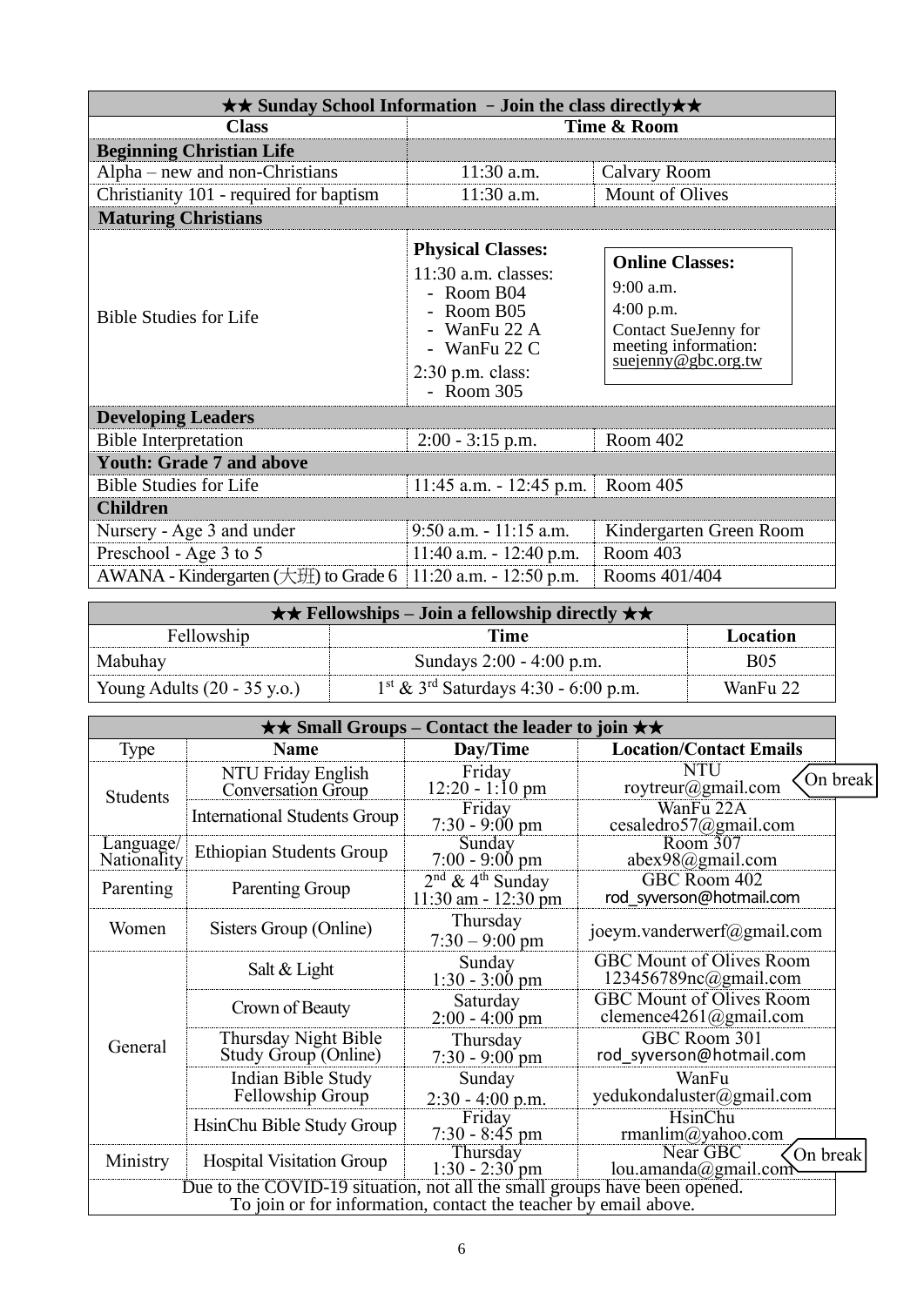| ★★ Sunday School Information – Join the class directly★★ | | |
|---|---|---|
| **Class** | **Time & Room** | |
| **Beginning Christian Life** | | |
| Alpha – new and non-Christians | 11:30 a.m. | Calvary Room |
| Christianity 101 - required for baptism | 11:30 a.m. | Mount of Olives |
| **Maturing Christians** | | |
| Bible Studies for Life | **Physical Classes:** 11:30 a.m. classes: - Room B04 - Room B05 - WanFu 22 A - WanFu 22 C 2:30 p.m. class: - Room 305 | **Online Classes:** 9:00 a.m. 4:00 p.m. Contact SueJenny for meeting information: suejenny@gbc.org.tw |
| **Developing Leaders** | | |
| Bible Interpretation | 2:00 - 3:15 p.m. | Room 402 |
| **Youth: Grade 7 and above** | | |
| Bible Studies for Life | 11:45 a.m. - 12:45 p.m. | Room 405 |
| **Children** | | |
| Nursery - Age 3 and under | 9:50 a.m. - 11:15 a.m. | Kindergarten Green Room |
| Preschool - Age 3 to 5 | 11:40 a.m. - 12:40 p.m. | Room 403 |
| AWANA - Kindergarten (大班) to Grade 6 | 11:20 a.m. - 12:50 p.m. | Rooms 401/404 |

| ★★ Fellowships – Join a fellowship directly ★★ | | |
|---|---|---|
| Fellowship | **Time** | **Location** |
| Mabuhay | Sundays 2:00 - 4:00 p.m. | B05 |
| Young Adults (20 - 35 y.o.) | 1st & 3rd Saturdays 4:30 - 6:00 p.m. | WanFu 22 |

| ★★ Small Groups – Contact the leader to join ★★ | | | |
|---|---|---|---|
| Type | **Name** | **Day/Time** | **Location/Contact Emails** |
| Students | NTU Friday English Conversation Group | Friday 12:20 - 1:10 pm | NTU roytreur@gmail.com (On break) |
| | International Students Group | Friday 7:30 - 9:00 pm | WanFu 22A cesaledro57@gmail.com |
| Language/ Nationality | Ethiopian Students Group | Sunday 7:00 - 9:00 pm | Room 307 abex98@gmail.com |
| Parenting | Parenting Group | 2nd & 4th Sunday 11:30 am - 12:30 pm | GBC Room 402 rod_syverson@hotmail.com |
| Women | Sisters Group (Online) | Thursday 7:30 – 9:00 pm | joeym.vanderwerf@gmail.com |
| General | Salt & Light | Sunday 1:30 - 3:00 pm | GBC Mount of Olives Room 123456789nc@gmail.com |
| | Crown of Beauty | Saturday 2:00 - 4:00 pm | GBC Mount of Olives Room clemence4261@gmail.com |
| | Thursday Night Bible Study Group (Online) | Thursday 7:30 - 9:00 pm | GBC Room 301 rod_syverson@hotmail.com |
| | Indian Bible Study Fellowship Group | Sunday 2:30 - 4:00 p.m. | WanFu yedukondaluster@gmail.com |
| | HsinChu Bible Study Group | Friday 7:30 - 8:45 pm | HsinChu rmanlim@yahoo.com |
| Ministry | Hospital Visitation Group | Thursday 1:30 - 2:30 pm | Near GBC lou.amanda@gmail.com (On break) |
| Due to the COVID-19 situation, not all the small groups have been opened. To join or for information, contact the teacher by email above. | | | |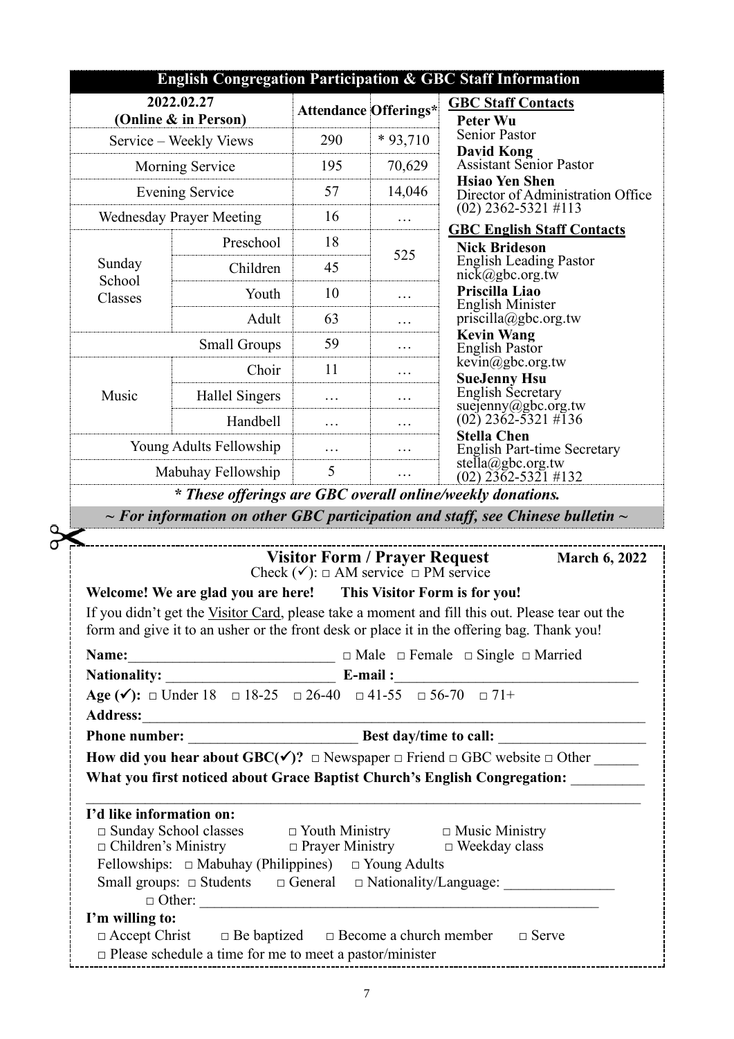## English Congregation Participation & GBC Staff Information

| 2022.02.27 (Online & in Person) | | Attendance | Offerings* |
|---|---|---|---|
| Service – Weekly Views | | 290 | * 93,710 |
| Morning Service | | 195 | 70,629 |
| Evening Service | | 57 | 14,046 |
| Wednesday Prayer Meeting | | 16 | … |
| Sunday School Classes | Preschool | 18 | 525 |
| | Children | 45 | |
| | Youth | 10 | … |
| | Adult | 63 | … |
| Small Groups | | 59 | … |
| Music | Choir | 11 | … |
| | Hallel Singers | … | … |
| | Handbell | … | … |
| Young Adults Fellowship | | … | … |
| Mabuhay Fellowship | | 5 | … |

**GBC Staff Contacts**

**Peter Wu**
Senior Pastor

**David Kong**
Assistant Senior Pastor

**Hsiao Yen Shen**
Director of Administration Office
(02) 2362-5321 #113

**GBC English Staff Contacts**

**Nick Brideson**
English Leading Pastor
nick@gbc.org.tw

**Priscilla Liao**
English Minister
priscilla@gbc.org.tw

**Kevin Wang**
English Pastor
kevin@gbc.org.tw

**SueJenny Hsu**
English Secretary
suejenny@gbc.org.tw
(02) 2362-5321 #136

**Stella Chen**
English Part-time Secretary
stella@gbc.org.tw
(02) 2362-5321 #132

***\* These offerings are GBC overall online/weekly donations.***

***~ For information on other GBC participation and staff, see Chinese bulletin ~***

---

### Visitor Form / Prayer Request

**March 6, 2022**

Check (✓): □ AM service □ PM service

**Welcome! We are glad you are here! This Visitor Form is for you!**

If you didn't get the Visitor Card, please take a moment and fill this out. Please tear out the form and give it to an usher or the front desk or place it in the offering bag. Thank you!

**Name:**____________________________ □ Male □ Female □ Single □ Married

**Nationality:** _______________________ **E-mail :**________________________________

**Age (✓):** □ Under 18 □ 18-25 □ 26-40 □ 41-55 □ 56-70 □ 71+

**Address:**_________________________________________________________________

**Phone number:** _______________________ **Best day/time to call:** ___________________

**How did you hear about GBC(✓)?** □ Newspaper □ Friend □ GBC website □ Other ______

**What you first noticed about Grace Baptist Church's English Congregation:** __________

___________________________________________________________________________

**I'd like information on:**

□ Sunday School classes □ Youth Ministry □ Music Ministry
□ Children's Ministry □ Prayer Ministry □ Weekday class

Fellowships: □ Mabuhay (Philippines) □ Young Adults

Small groups: □ Students □ General □ Nationality/Language: _______________

□ Other: _______________________________________________________

**I'm willing to:**

□ Accept Christ □ Be baptized □ Become a church member □ Serve

□ Please schedule a time for me to meet a pastor/minister